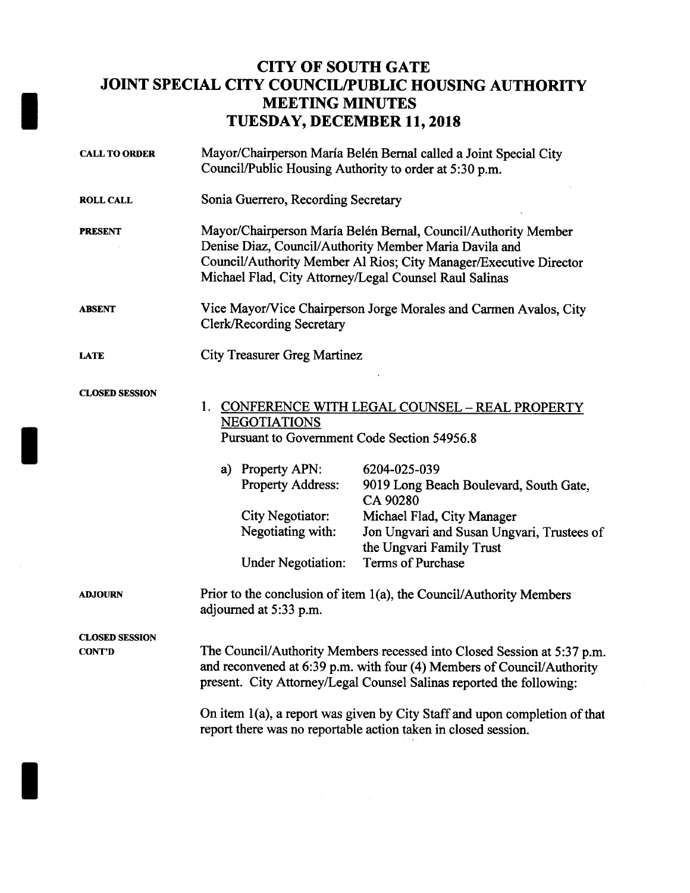# CITY OF SOUTH GATE
# JOINT SPECIAL CITY COUNCIL/PUBLIC HOUSING AUTHORITY
# MEETING MINUTES
# TUESDAY, DECEMBER 11, 2018

**CALL TO ORDER**

Mayor/Chairperson María Belén Bernal called a Joint Special City Council/Public Housing Authority to order at 5:30 p.m.

**ROLL CALL**

Sonia Guerrero, Recording Secretary

**PRESENT**

Mayor/Chairperson María Belén Bernal, Council/Authority Member Denise Diaz, Council/Authority Member Maria Davila and Council/Authority Member Al Rios; City Manager/Executive Director Michael Flad, City Attorney/Legal Counsel Raul Salinas

**ABSENT**

Vice Mayor/Vice Chairperson Jorge Morales and Carmen Avalos, City Clerk/Recording Secretary

**LATE**

City Treasurer Greg Martinez

**CLOSED SESSION**

1. CONFERENCE WITH LEGAL COUNSEL – REAL PROPERTY NEGOTIATIONS
   Pursuant to Government Code Section 54956.8

   a) Property APN: 6204-025-039
      Property Address: 9019 Long Beach Boulevard, South Gate, CA 90280
      City Negotiator: Michael Flad, City Manager
      Negotiating with: Jon Ungvari and Susan Ungvari, Trustees of the Ungvari Family Trust
      Under Negotiation: Terms of Purchase

**ADJOURN**

Prior to the conclusion of item 1(a), the Council/Authority Members adjourned at 5:33 p.m.

**CLOSED SESSION CONT'D**

The Council/Authority Members recessed into Closed Session at 5:37 p.m. and reconvened at 6:39 p.m. with four (4) Members of Council/Authority present. City Attorney/Legal Counsel Salinas reported the following:

On item 1(a), a report was given by City Staff and upon completion of that report there was no reportable action taken in closed session.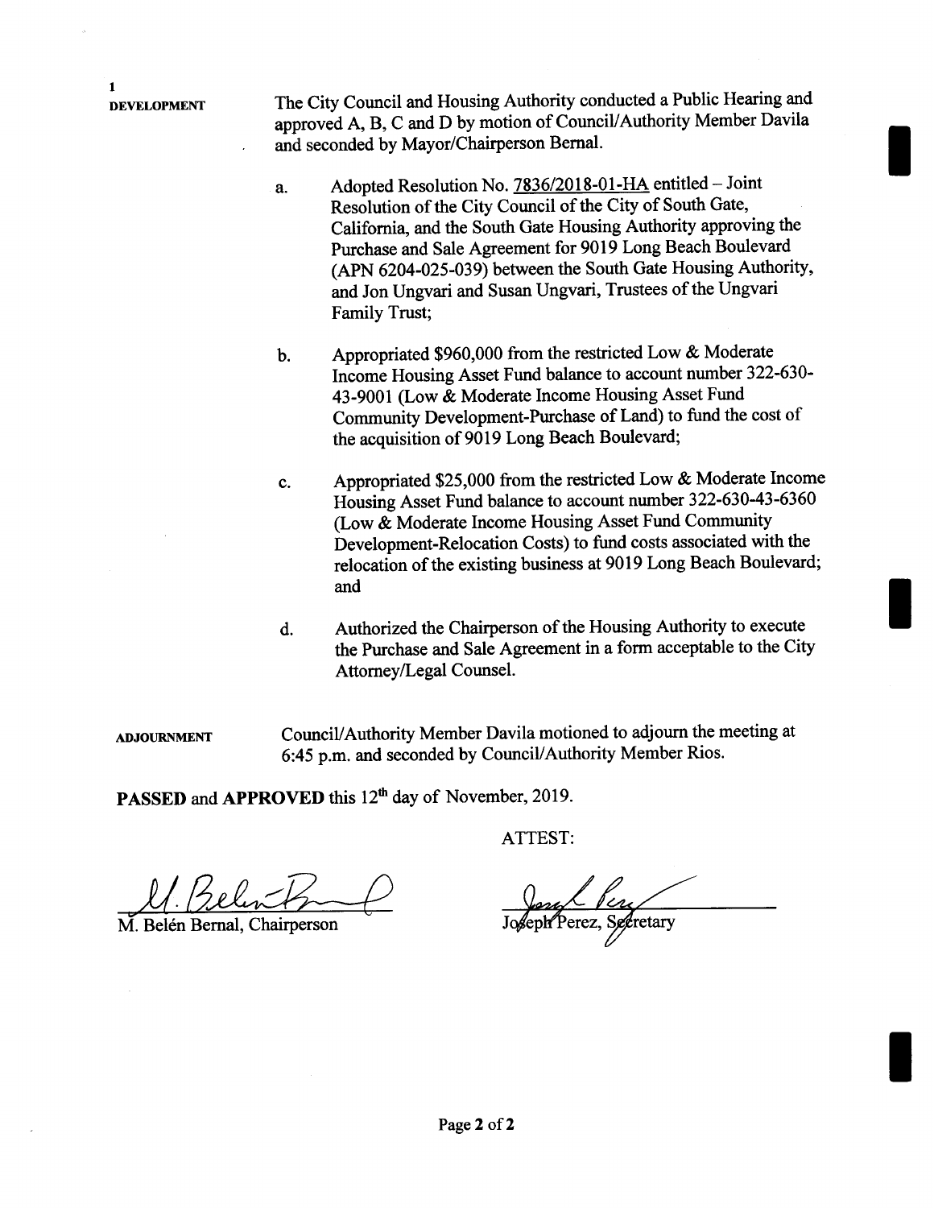**1**
**DEVELOPMENT**

The City Council and Housing Authority conducted a Public Hearing and approved A, B, C and D by motion of Council/Authority Member Davila and seconded by Mayor/Chairperson Bernal.

a. Adopted Resolution No. 7836/2018-01-HA entitled – Joint Resolution of the City Council of the City of South Gate, California, and the South Gate Housing Authority approving the Purchase and Sale Agreement for 9019 Long Beach Boulevard (APN 6204-025-039) between the South Gate Housing Authority, and Jon Ungvari and Susan Ungvari, Trustees of the Ungvari Family Trust;

b. Appropriated $960,000 from the restricted Low & Moderate Income Housing Asset Fund balance to account number 322-630-43-9001 (Low & Moderate Income Housing Asset Fund Community Development-Purchase of Land) to fund the cost of the acquisition of 9019 Long Beach Boulevard;

c. Appropriated $25,000 from the restricted Low & Moderate Income Housing Asset Fund balance to account number 322-630-43-6360 (Low & Moderate Income Housing Asset Fund Community Development-Relocation Costs) to fund costs associated with the relocation of the existing business at 9019 Long Beach Boulevard; and

d. Authorized the Chairperson of the Housing Authority to execute the Purchase and Sale Agreement in a form acceptable to the City Attorney/Legal Counsel.

**ADJOURNMENT**

Council/Authority Member Davila motioned to adjourn the meeting at 6:45 p.m. and seconded by Council/Authority Member Rios.

**PASSED** and **APPROVED** this 12th day of November, 2019.

ATTEST:

M. Belén Bernal, Chairperson

Joseph Perez, Secretary